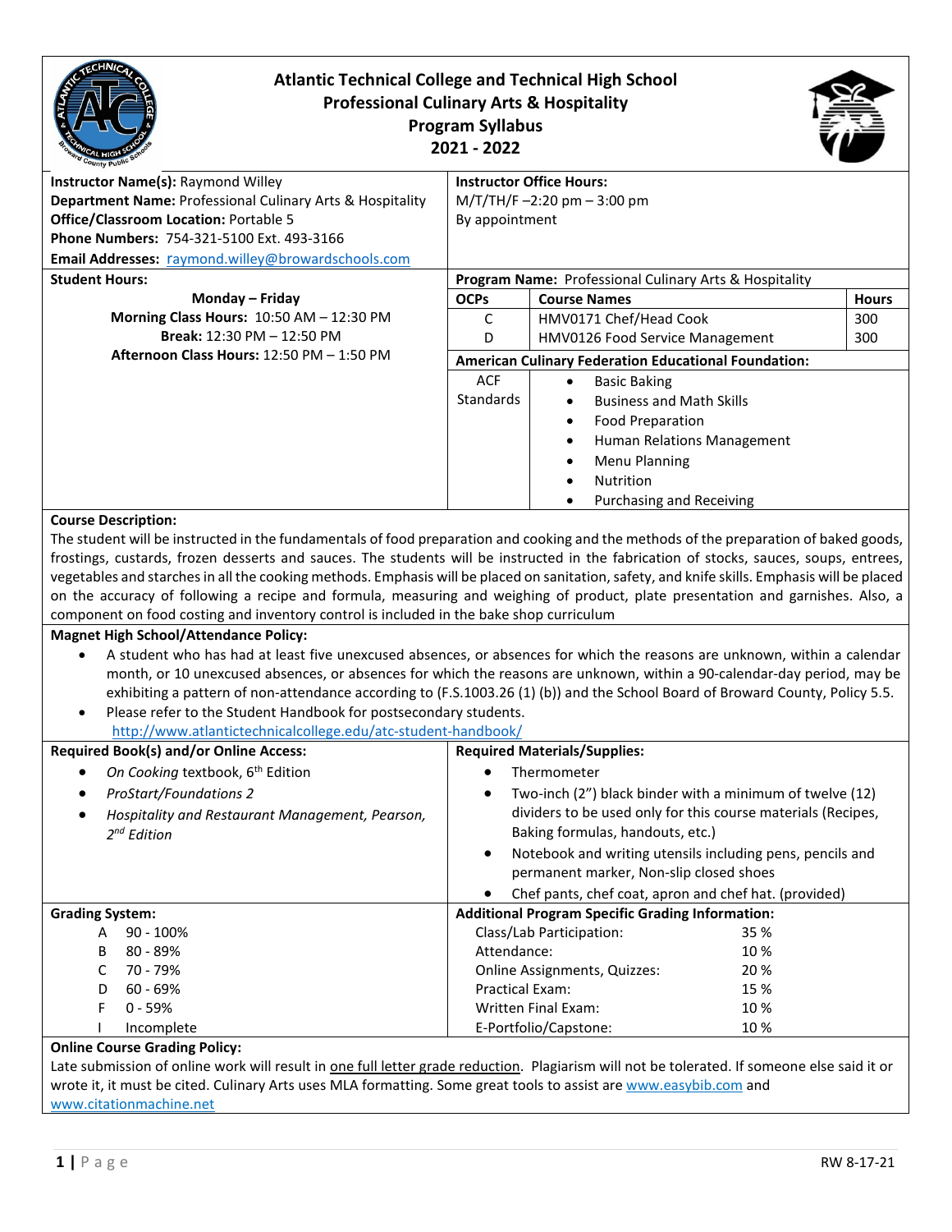# Atlantic Technical College and Technical High School
## Professional Culinary Arts & Hospitality
## Program Syllabus
## 2021 - 2022

**Instructor Name(s):** Raymond Willey
**Department Name:** Professional Culinary Arts & Hospitality
**Office/Classroom Location:** Portable 5
**Phone Numbers:** 754-321-5100 Ext. 493-3166
**Email Addresses:** raymond.willey@browardschools.com

**Instructor Office Hours:**
M/T/TH/F –2:20 pm – 3:00 pm
By appointment

**Student Hours:**

**Monday – Friday**
**Morning Class Hours:** 10:50 AM – 12:30 PM
**Break:** 12:30 PM – 12:50 PM
**Afternoon Class Hours:** 12:50 PM – 1:50 PM

**Program Name:** Professional Culinary Arts & Hospitality

| OCPs | Course Names | Hours |
|---|---|---|
| C | HMV0171 Chef/Head Cook | 300 |
| D | HMV0126 Food Service Management | 300 |

**American Culinary Federation Educational Foundation:**

ACF Standards
- Basic Baking
- Business and Math Skills
- Food Preparation
- Human Relations Management
- Menu Planning
- Nutrition
- Purchasing and Receiving

**Course Description:**
The student will be instructed in the fundamentals of food preparation and cooking and the methods of the preparation of baked goods, frostings, custards, frozen desserts and sauces. The students will be instructed in the fabrication of stocks, sauces, soups, entrees, vegetables and starches in all the cooking methods. Emphasis will be placed on sanitation, safety, and knife skills. Emphasis will be placed on the accuracy of following a recipe and formula, measuring and weighing of product, plate presentation and garnishes. Also, a component on food costing and inventory control is included in the bake shop curriculum

**Magnet High School/Attendance Policy:**
- A student who has had at least five unexcused absences, or absences for which the reasons are unknown, within a calendar month, or 10 unexcused absences, or absences for which the reasons are unknown, within a 90-calendar-day period, may be exhibiting a pattern of non-attendance according to (F.S.1003.26 (1) (b)) and the School Board of Broward County, Policy 5.5.
- Please refer to the Student Handbook for postsecondary students. http://www.atlantictechnicalcollege.edu/atc-student-handbook/

**Required Book(s) and/or Online Access:**
- *On Cooking* textbook, 6th Edition
- *ProStart/Foundations 2*
- *Hospitality and Restaurant Management, Pearson, 2nd Edition*

**Required Materials/Supplies:**
- Thermometer
- Two-inch (2") black binder with a minimum of twelve (12) dividers to be used only for this course materials (Recipes, Baking formulas, handouts, etc.)
- Notebook and writing utensils including pens, pencils and permanent marker, Non-slip closed shoes
- Chef pants, chef coat, apron and chef hat. (provided)

**Grading System:**

| | |
|---|---|
| A | 90 - 100% |
| B | 80 - 89% |
| C | 70 - 79% |
| D | 60 - 69% |
| F | 0 - 59% |
| I | Incomplete |

**Additional Program Specific Grading Information:**

| | |
|---|---|
| Class/Lab Participation: | 35 % |
| Attendance: | 10 % |
| Online Assignments, Quizzes: | 20 % |
| Practical Exam: | 15 % |
| Written Final Exam: | 10 % |
| E-Portfolio/Capstone: | 10 % |

**Online Course Grading Policy:**
Late submission of online work will result in one full letter grade reduction. Plagiarism will not be tolerated. If someone else said it or wrote it, it must be cited. Culinary Arts uses MLA formatting. Some great tools to assist are www.easybib.com and www.citationmachine.net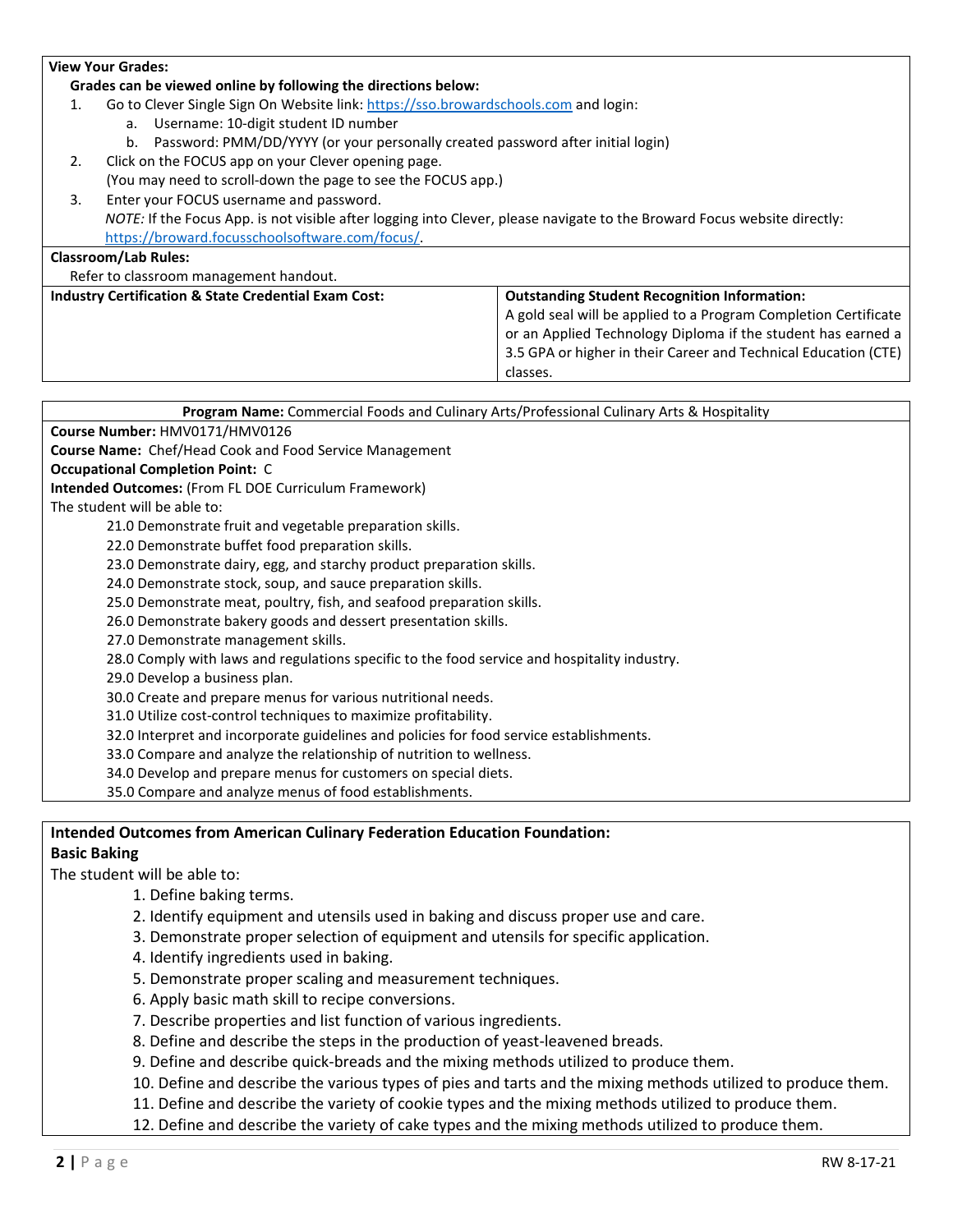**View Your Grades:**

**Grades can be viewed online by following the directions below:**

1. Go to Clever Single Sign On Website link: https://sso.browardschools.com and login:
   a. Username: 10-digit student ID number
   b. Password: PMM/DD/YYYY (or your personally created password after initial login)
2. Click on the FOCUS app on your Clever opening page.
   (You may need to scroll-down the page to see the FOCUS app.)
3. Enter your FOCUS username and password.
   *NOTE:* If the Focus App. is not visible after logging into Clever, please navigate to the Broward Focus website directly: https://broward.focusschoolsoftware.com/focus/.

**Classroom/Lab Rules:**

Refer to classroom management handout.

| **Industry Certification & State Credential Exam Cost:** | **Outstanding Student Recognition Information:** A gold seal will be applied to a Program Completion Certificate or an Applied Technology Diploma if the student has earned a 3.5 GPA or higher in their Career and Technical Education (CTE) classes. |
|---|---|

**Program Name:** Commercial Foods and Culinary Arts/Professional Culinary Arts & Hospitality

**Course Number:** HMV0171/HMV0126

**Course Name:** Chef/Head Cook and Food Service Management

**Occupational Completion Point:** C

**Intended Outcomes:** (From FL DOE Curriculum Framework)

The student will be able to:

21.0 Demonstrate fruit and vegetable preparation skills.
22.0 Demonstrate buffet food preparation skills.
23.0 Demonstrate dairy, egg, and starchy product preparation skills.
24.0 Demonstrate stock, soup, and sauce preparation skills.
25.0 Demonstrate meat, poultry, fish, and seafood preparation skills.
26.0 Demonstrate bakery goods and dessert presentation skills.
27.0 Demonstrate management skills.
28.0 Comply with laws and regulations specific to the food service and hospitality industry.
29.0 Develop a business plan.
30.0 Create and prepare menus for various nutritional needs.
31.0 Utilize cost-control techniques to maximize profitability.
32.0 Interpret and incorporate guidelines and policies for food service establishments.
33.0 Compare and analyze the relationship of nutrition to wellness.
34.0 Develop and prepare menus for customers on special diets.
35.0 Compare and analyze menus of food establishments.

**Intended Outcomes from American Culinary Federation Education Foundation:**

**Basic Baking**

The student will be able to:

1. Define baking terms.
2. Identify equipment and utensils used in baking and discuss proper use and care.
3. Demonstrate proper selection of equipment and utensils for specific application.
4. Identify ingredients used in baking.
5. Demonstrate proper scaling and measurement techniques.
6. Apply basic math skill to recipe conversions.
7. Describe properties and list function of various ingredients.
8. Define and describe the steps in the production of yeast-leavened breads.
9. Define and describe quick-breads and the mixing methods utilized to produce them.
10. Define and describe the various types of pies and tarts and the mixing methods utilized to produce them.
11. Define and describe the variety of cookie types and the mixing methods utilized to produce them.
12. Define and describe the variety of cake types and the mixing methods utilized to produce them.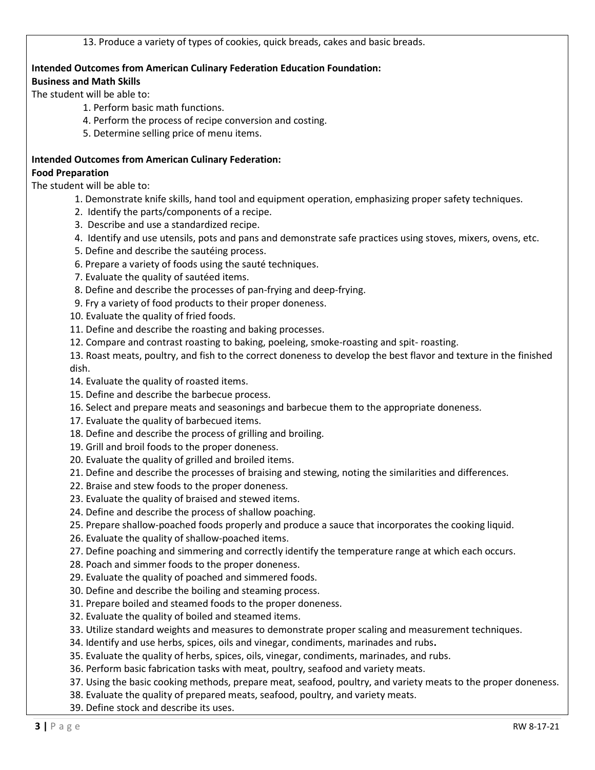13. Produce a variety of types of cookies, quick breads, cakes and basic breads.

**Intended Outcomes from American Culinary Federation Education Foundation:**
**Business and Math Skills**

The student will be able to:

1. Perform basic math functions.
4. Perform the process of recipe conversion and costing.
5. Determine selling price of menu items.

**Intended Outcomes from American Culinary Federation:**
**Food Preparation**

The student will be able to:

1. Demonstrate knife skills, hand tool and equipment operation, emphasizing proper safety techniques.
2. Identify the parts/components of a recipe.
3. Describe and use a standardized recipe.
4. Identify and use utensils, pots and pans and demonstrate safe practices using stoves, mixers, ovens, etc.
5. Define and describe the sautéing process.
6. Prepare a variety of foods using the sauté techniques.
7. Evaluate the quality of sautéed items.
8. Define and describe the processes of pan-frying and deep-frying.
9. Fry a variety of food products to their proper doneness.
10. Evaluate the quality of fried foods.
11. Define and describe the roasting and baking processes.
12. Compare and contrast roasting to baking, poeleing, smoke-roasting and spit- roasting.
13. Roast meats, poultry, and fish to the correct doneness to develop the best flavor and texture in the finished dish.
14. Evaluate the quality of roasted items.
15. Define and describe the barbecue process.
16. Select and prepare meats and seasonings and barbecue them to the appropriate doneness.
17. Evaluate the quality of barbecued items.
18. Define and describe the process of grilling and broiling.
19. Grill and broil foods to the proper doneness.
20. Evaluate the quality of grilled and broiled items.
21. Define and describe the processes of braising and stewing, noting the similarities and differences.
22. Braise and stew foods to the proper doneness.
23. Evaluate the quality of braised and stewed items.
24. Define and describe the process of shallow poaching.
25. Prepare shallow-poached foods properly and produce a sauce that incorporates the cooking liquid.
26. Evaluate the quality of shallow-poached items.
27. Define poaching and simmering and correctly identify the temperature range at which each occurs.
28. Poach and simmer foods to the proper doneness.
29. Evaluate the quality of poached and simmered foods.
30. Define and describe the boiling and steaming process.
31. Prepare boiled and steamed foods to the proper doneness.
32. Evaluate the quality of boiled and steamed items.
33. Utilize standard weights and measures to demonstrate proper scaling and measurement techniques.
34. Identify and use herbs, spices, oils and vinegar, condiments, marinades and rubs**.**
35. Evaluate the quality of herbs, spices, oils, vinegar, condiments, marinades, and rubs.
36. Perform basic fabrication tasks with meat, poultry, seafood and variety meats.
37. Using the basic cooking methods, prepare meat, seafood, poultry, and variety meats to the proper doneness.
38. Evaluate the quality of prepared meats, seafood, poultry, and variety meats.
39. Define stock and describe its uses.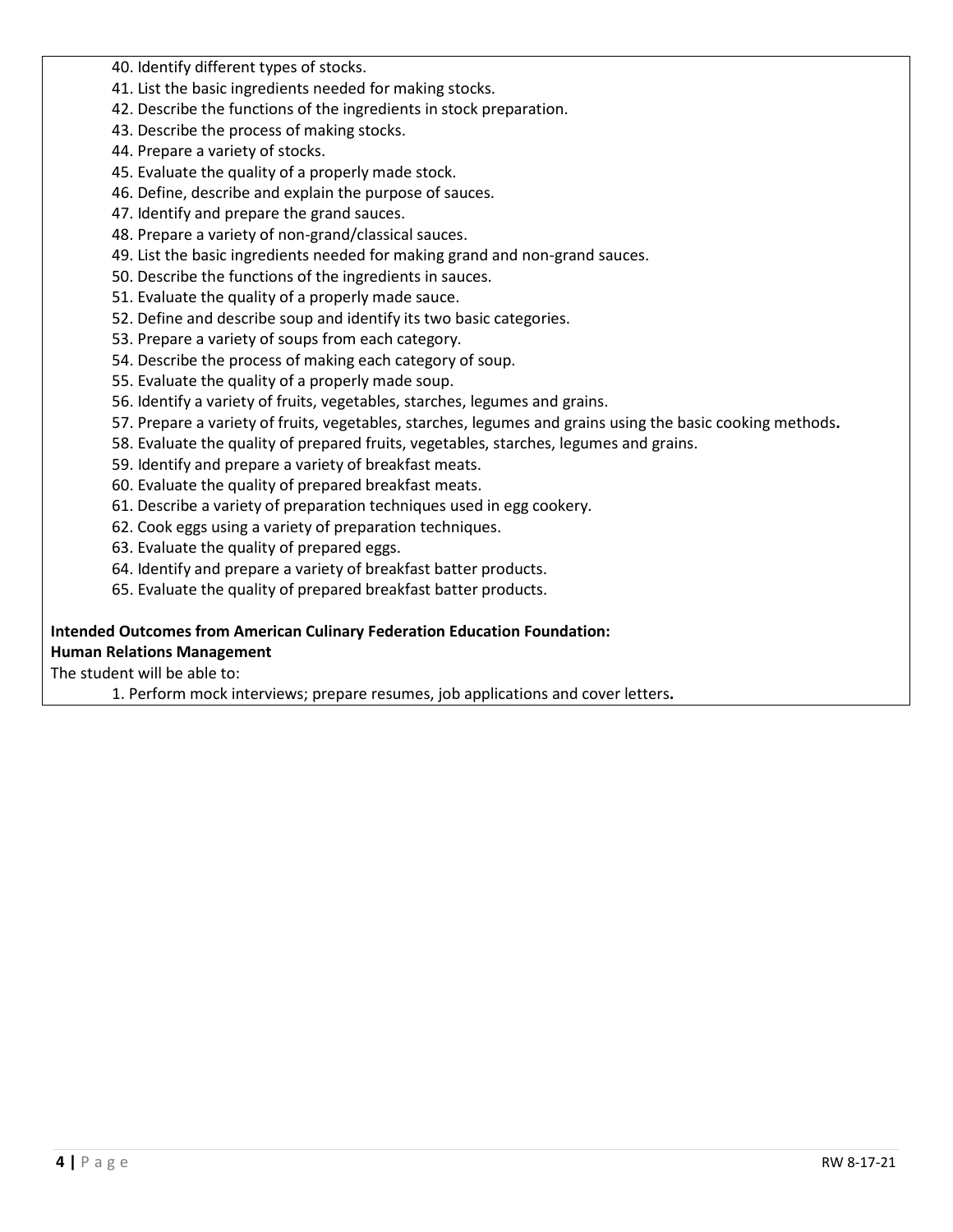40. Identify different types of stocks.
41. List the basic ingredients needed for making stocks.
42. Describe the functions of the ingredients in stock preparation.
43. Describe the process of making stocks.
44. Prepare a variety of stocks.
45. Evaluate the quality of a properly made stock.
46. Define, describe and explain the purpose of sauces.
47. Identify and prepare the grand sauces.
48. Prepare a variety of non-grand/classical sauces.
49. List the basic ingredients needed for making grand and non-grand sauces.
50. Describe the functions of the ingredients in sauces.
51. Evaluate the quality of a properly made sauce.
52. Define and describe soup and identify its two basic categories.
53. Prepare a variety of soups from each category.
54. Describe the process of making each category of soup.
55. Evaluate the quality of a properly made soup.
56. Identify a variety of fruits, vegetables, starches, legumes and grains.
57. Prepare a variety of fruits, vegetables, starches, legumes and grains using the basic cooking methods**.**
58. Evaluate the quality of prepared fruits, vegetables, starches, legumes and grains.
59. Identify and prepare a variety of breakfast meats.
60. Evaluate the quality of prepared breakfast meats.
61. Describe a variety of preparation techniques used in egg cookery.
62. Cook eggs using a variety of preparation techniques.
63. Evaluate the quality of prepared eggs.
64. Identify and prepare a variety of breakfast batter products.
65. Evaluate the quality of prepared breakfast batter products.

**Intended Outcomes from American Culinary Federation Education Foundation:**
**Human Relations Management**

The student will be able to:

1. Perform mock interviews; prepare resumes, job applications and cover letters**.**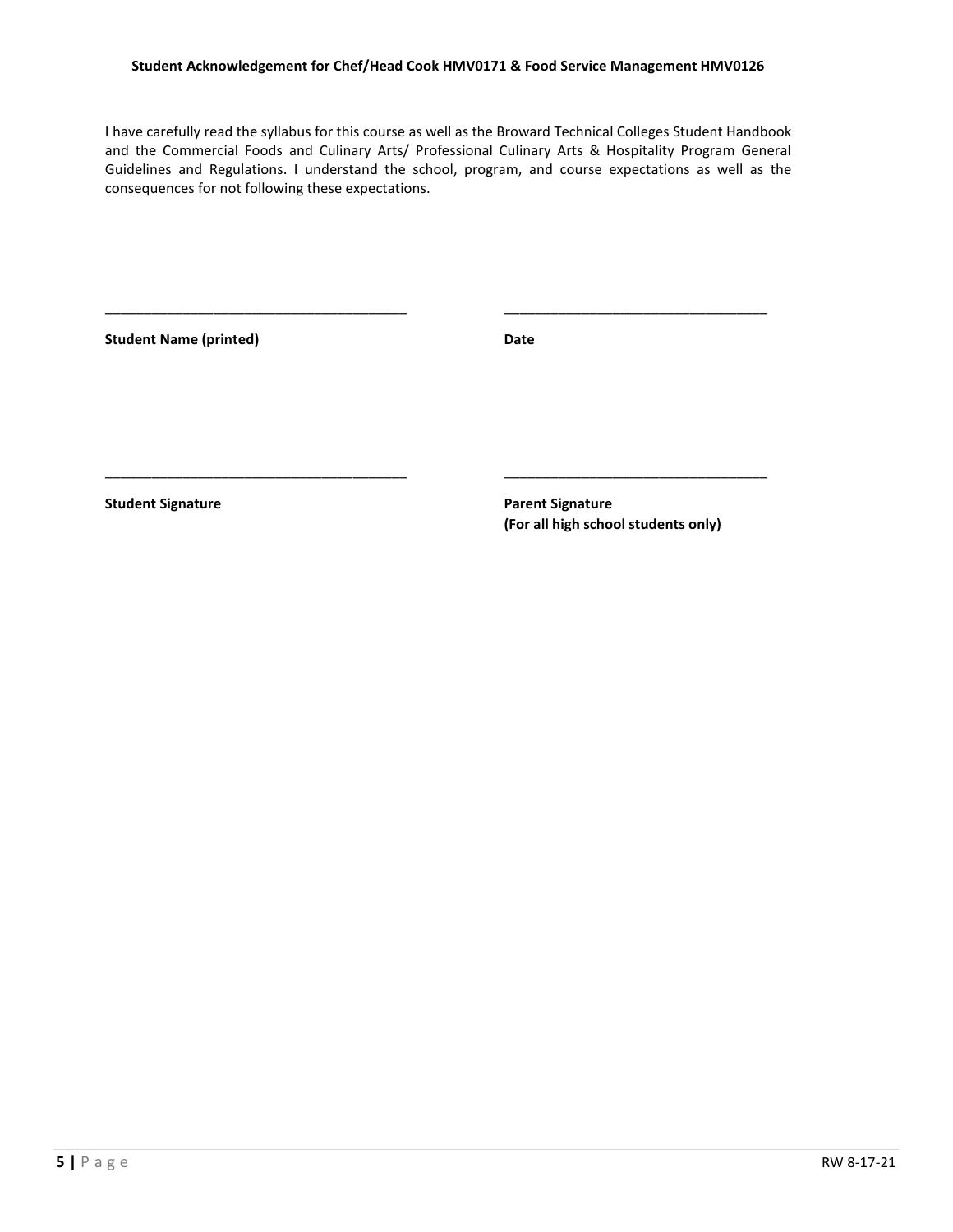**Student Acknowledgement for Chef/Head Cook HMV0171 & Food Service Management HMV0126**

I have carefully read the syllabus for this course as well as the Broward Technical Colleges Student Handbook and the Commercial Foods and Culinary Arts/ Professional Culinary Arts & Hospitality Program General Guidelines and Regulations. I understand the school, program, and course expectations as well as the consequences for not following these expectations.

________________________________________ ____________________________________

**Student Name (printed)** **Date**

________________________________________ ____________________________________

**Student Signature** **Parent Signature**
**(For all high school students only)**

RW 8-17-21